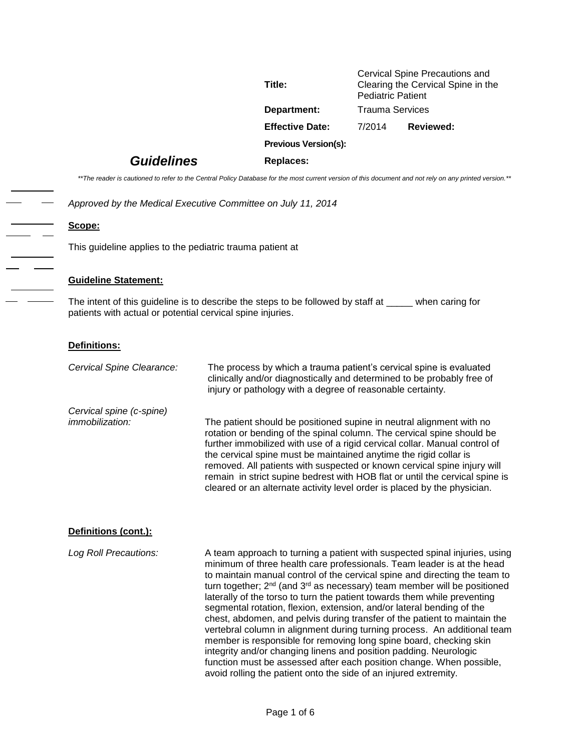| | | | |
|---|---|---|---|
| **Title:** | Cervical Spine Precautions and Clearing the Cervical Spine in the Pediatric Patient | | |
| **Department:** | Trauma Services | | |
| **Effective Date:** | 7/2014 | **Reviewed:** | |
| **Previous Version(s):** | | | |
| **Replaces:** | | | |

***Guidelines***

*\*\*The reader is cautioned to refer to the Central Policy Database for the most current version of this document and not rely on any printed version.\*\**

*Approved by the Medical Executive Committee on July 11, 2014*

**Scope:**

This guideline applies to the pediatric trauma patient at

**Guideline Statement:**

The intent of this guideline is to describe the steps to be followed by staff at _____ when caring for patients with actual or potential cervical spine injuries.

**Definitions:**

*Cervical Spine Clearance:* The process by which a trauma patient's cervical spine is evaluated clinically and/or diagnostically and determined to be probably free of injury or pathology with a degree of reasonable certainty.

*Cervical spine (c-spine) immobilization:* The patient should be positioned supine in neutral alignment with no rotation or bending of the spinal column. The cervical spine should be further immobilized with use of a rigid cervical collar. Manual control of the cervical spine must be maintained anytime the rigid collar is removed. All patients with suspected or known cervical spine injury will remain in strict supine bedrest with HOB flat or until the cervical spine is cleared or an alternate activity level order is placed by the physician.

**Definitions (cont.):**

*Log Roll Precautions:* A team approach to turning a patient with suspected spinal injuries, using minimum of three health care professionals. Team leader is at the head to maintain manual control of the cervical spine and directing the team to turn together; 2nd (and 3rd as necessary) team member will be positioned laterally of the torso to turn the patient towards them while preventing segmental rotation, flexion, extension, and/or lateral bending of the chest, abdomen, and pelvis during transfer of the patient to maintain the vertebral column in alignment during turning process. An additional team member is responsible for removing long spine board, checking skin integrity and/or changing linens and position padding. Neurologic function must be assessed after each position change. When possible, avoid rolling the patient onto the side of an injured extremity.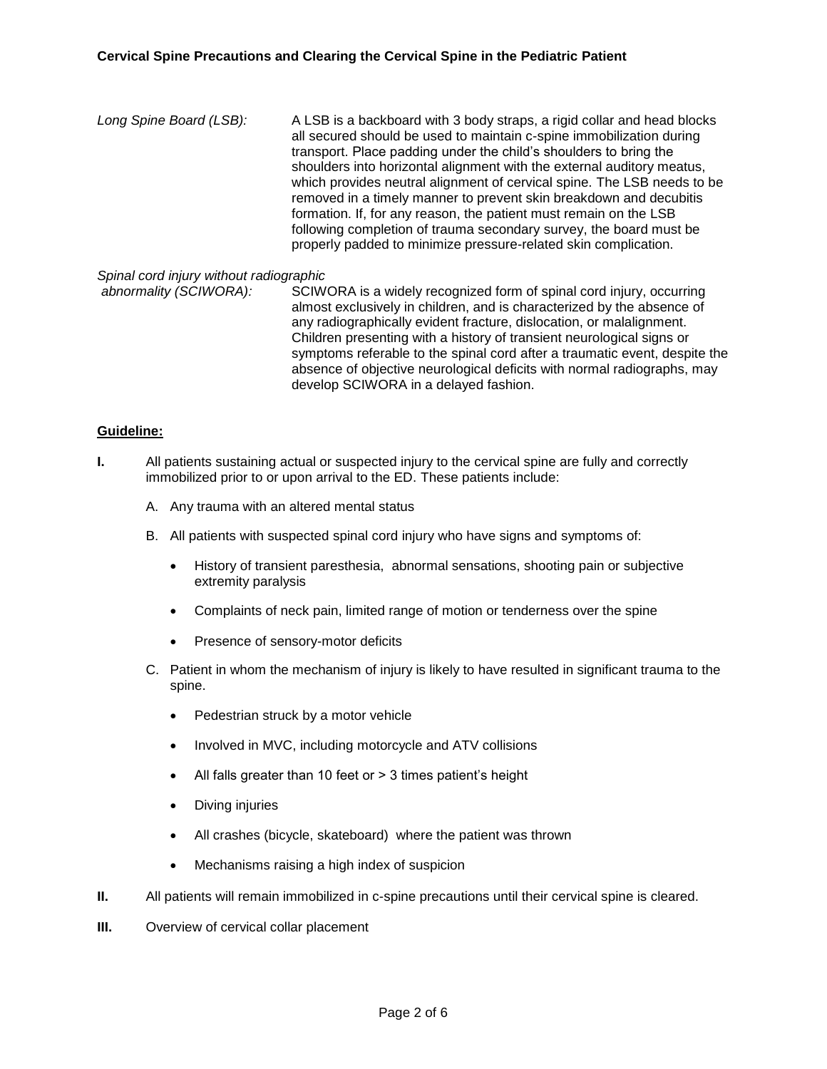*Long Spine Board (LSB):* A LSB is a backboard with 3 body straps, a rigid collar and head blocks all secured should be used to maintain c-spine immobilization during transport. Place padding under the child's shoulders to bring the shoulders into horizontal alignment with the external auditory meatus, which provides neutral alignment of cervical spine. The LSB needs to be removed in a timely manner to prevent skin breakdown and decubitis formation. If, for any reason, the patient must remain on the LSB following completion of trauma secondary survey, the board must be properly padded to minimize pressure-related skin complication.

*Spinal cord injury without radiographic abnormality (SCIWORA):* SCIWORA is a widely recognized form of spinal cord injury, occurring almost exclusively in children, and is characterized by the absence of any radiographically evident fracture, dislocation, or malalignment. Children presenting with a history of transient neurological signs or symptoms referable to the spinal cord after a traumatic event, despite the absence of objective neurological deficits with normal radiographs, may develop SCIWORA in a delayed fashion.

**Guideline:**

**I.** All patients sustaining actual or suspected injury to the cervical spine are fully and correctly immobilized prior to or upon arrival to the ED. These patients include:

A. Any trauma with an altered mental status

B. All patients with suspected spinal cord injury who have signs and symptoms of:

- History of transient paresthesia, abnormal sensations, shooting pain or subjective extremity paralysis
- Complaints of neck pain, limited range of motion or tenderness over the spine
- Presence of sensory-motor deficits

C. Patient in whom the mechanism of injury is likely to have resulted in significant trauma to the spine.

- Pedestrian struck by a motor vehicle
- Involved in MVC, including motorcycle and ATV collisions
- All falls greater than 10 feet or > 3 times patient's height
- Diving injuries
- All crashes (bicycle, skateboard) where the patient was thrown
- Mechanisms raising a high index of suspicion

**II.** All patients will remain immobilized in c-spine precautions until their cervical spine is cleared.

**III.** Overview of cervical collar placement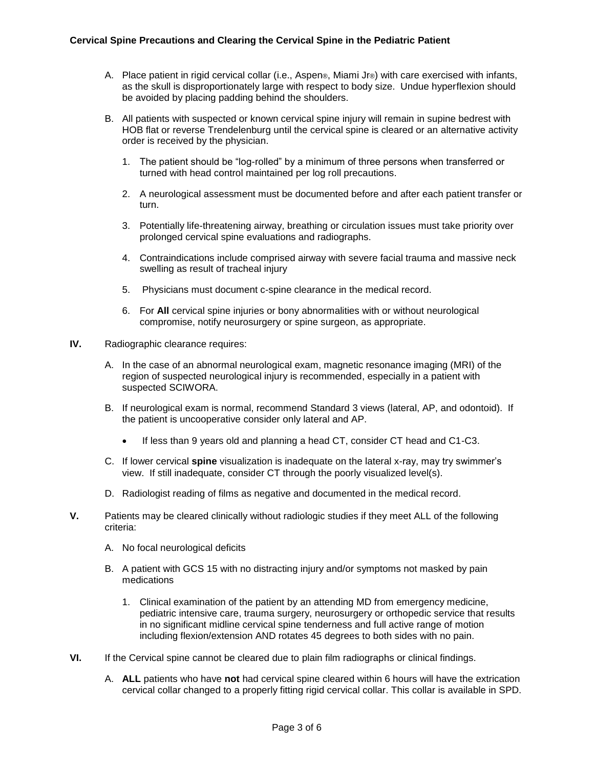A. Place patient in rigid cervical collar (i.e., Aspen®, Miami Jr®) with care exercised with infants, as the skull is disproportionately large with respect to body size. Undue hyperflexion should be avoided by placing padding behind the shoulders.

B. All patients with suspected or known cervical spine injury will remain in supine bedrest with HOB flat or reverse Trendelenburg until the cervical spine is cleared or an alternative activity order is received by the physician.

   1. The patient should be "log-rolled" by a minimum of three persons when transferred or turned with head control maintained per log roll precautions.

   2. A neurological assessment must be documented before and after each patient transfer or turn.

   3. Potentially life-threatening airway, breathing or circulation issues must take priority over prolonged cervical spine evaluations and radiographs.

   4. Contraindications include comprised airway with severe facial trauma and massive neck swelling as result of tracheal injury

   5. Physicians must document c-spine clearance in the medical record.

   6. For **All** cervical spine injuries or bony abnormalities with or without neurological compromise, notify neurosurgery or spine surgeon, as appropriate.

**IV.** Radiographic clearance requires:

A. In the case of an abnormal neurological exam, magnetic resonance imaging (MRI) of the region of suspected neurological injury is recommended, especially in a patient with suspected SCIWORA.

B. If neurological exam is normal, recommend Standard 3 views (lateral, AP, and odontoid). If the patient is uncooperative consider only lateral and AP.

   - If less than 9 years old and planning a head CT, consider CT head and C1-C3.

C. If lower cervical **spine** visualization is inadequate on the lateral x-ray, may try swimmer's view. If still inadequate, consider CT through the poorly visualized level(s).

D. Radiologist reading of films as negative and documented in the medical record.

**V.** Patients may be cleared clinically without radiologic studies if they meet ALL of the following criteria:

A. No focal neurological deficits

B. A patient with GCS 15 with no distracting injury and/or symptoms not masked by pain medications

   1. Clinical examination of the patient by an attending MD from emergency medicine, pediatric intensive care, trauma surgery, neurosurgery or orthopedic service that results in no significant midline cervical spine tenderness and full active range of motion including flexion/extension AND rotates 45 degrees to both sides with no pain.

**VI.** If the Cervical spine cannot be cleared due to plain film radiographs or clinical findings.

A. **ALL** patients who have **not** had cervical spine cleared within 6 hours will have the extrication cervical collar changed to a properly fitting rigid cervical collar. This collar is available in SPD.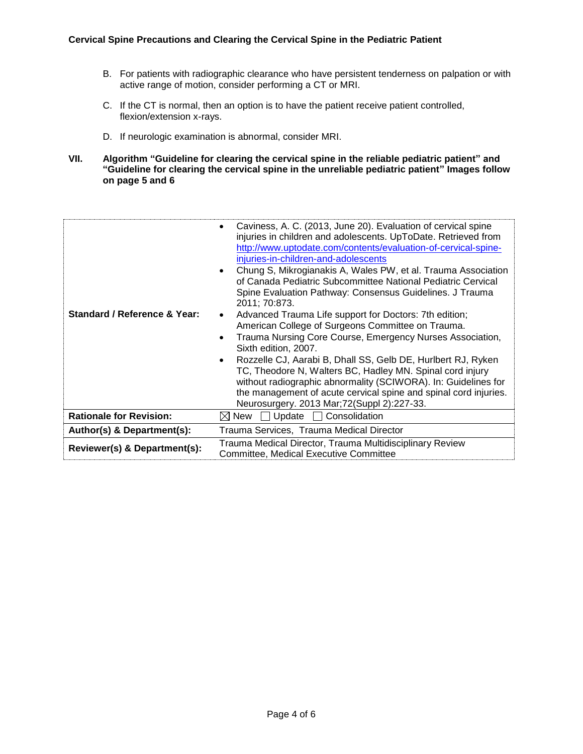B. For patients with radiographic clearance who have persistent tenderness on palpation or with active range of motion, consider performing a CT or MRI.

C. If the CT is normal, then an option is to have the patient receive patient controlled, flexion/extension x-rays.

D. If neurologic examination is abnormal, consider MRI.

**VII. Algorithm "Guideline for clearing the cervical spine in the reliable pediatric patient" and "Guideline for clearing the cervical spine in the unreliable pediatric patient" Images follow on page 5 and 6**

| | |
|---|---|
| **Standard / Reference & Year:** | • Caviness, A. C. (2013, June 20). Evaluation of cervical spine injuries in children and adolescents. UpToDate. Retrieved from http://www.uptodate.com/contents/evaluation-of-cervical-spine-injuries-in-children-and-adolescents <br> • Chung S, Mikrogianakis A, Wales PW, et al. Trauma Association of Canada Pediatric Subcommittee National Pediatric Cervical Spine Evaluation Pathway: Consensus Guidelines. J Trauma 2011; 70:873. <br> • Advanced Trauma Life support for Doctors: 7th edition; American College of Surgeons Committee on Trauma. <br> • Trauma Nursing Core Course, Emergency Nurses Association, Sixth edition, 2007. <br> • Rozzelle CJ, Aarabi B, Dhall SS, Gelb DE, Hurlbert RJ, Ryken TC, Theodore N, Walters BC, Hadley MN. Spinal cord injury without radiographic abnormality (SCIWORA). In: Guidelines for the management of acute cervical spine and spinal cord injuries. Neurosurgery. 2013 Mar;72(Suppl 2):227-33. |
| **Rationale for Revision:** | ☒ New ☐ Update ☐ Consolidation |
| **Author(s) & Department(s):** | Trauma Services, Trauma Medical Director |
| **Reviewer(s) & Department(s):** | Trauma Medical Director, Trauma Multidisciplinary Review Committee, Medical Executive Committee |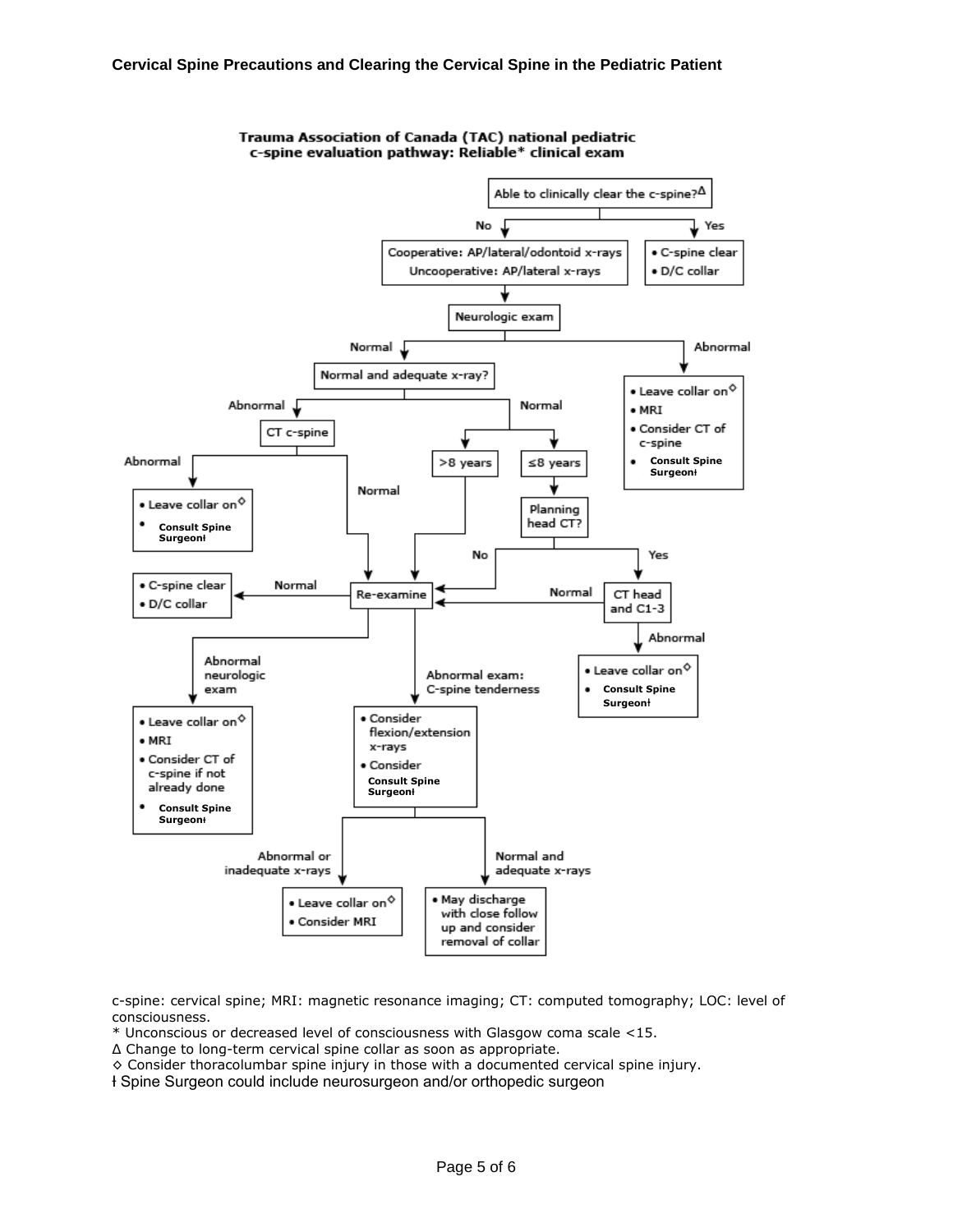**Trauma Association of Canada (TAC) national pediatric c-spine evaluation pathway: Reliable* clinical exam**

- Able to clinically clear the c-spine?Δ
  - **Yes:**
    - C-spine clear
    - D/C collar
  - **No:** Cooperative: AP/lateral/odontoid x-rays; Uncooperative: AP/lateral x-rays
    - Neurologic exam
      - **Abnormal:**
        - Leave collar on◇
        - MRI
        - Consider CT of c-spine
        - **Consult Spine Surgeon**ƚ
      - **Normal:** Normal and adequate x-ray?
        - **Abnormal:** CT c-spine
          - **Abnormal:**
            - Leave collar on◇
            - **Consult Spine Surgeon**ƚ
          - **Normal:** Re-examine
        - **Normal:**
          - **>8 years:** Re-examine
          - **≤8 years:** Planning head CT?
            - **No:** Re-examine
            - **Yes:** CT head and C1-3
              - **Normal:** Re-examine
              - **Abnormal:**
                - Leave collar on◇
                - **Consult Spine Surgeon**ƚ

- Re-examine
  - **Normal:**
    - C-spine clear
    - D/C collar
  - **Abnormal neurologic exam:**
    - Leave collar on◇
    - MRI
    - Consider CT of c-spine if not already done
    - **Consult Spine Surgeon**ƚ
  - **Abnormal exam: C-spine tenderness:**
    - Consider flexion/extension x-rays
    - Consider **Consult Spine Surgeon**ƚ
      - **Abnormal or inadequate x-rays:**
        - Leave collar on◇
        - Consider MRI
      - **Normal and adequate x-rays:**
        - May discharge with close follow up and consider removal of collar

c-spine: cervical spine; MRI: magnetic resonance imaging; CT: computed tomography; LOC: level of consciousness.

* Unconscious or decreased level of consciousness with Glasgow coma scale <15.

Δ Change to long-term cervical spine collar as soon as appropriate.

◇ Consider thoracolumbar spine injury in those with a documented cervical spine injury.

ƚ Spine Surgeon could include neurosurgeon and/or orthopedic surgeon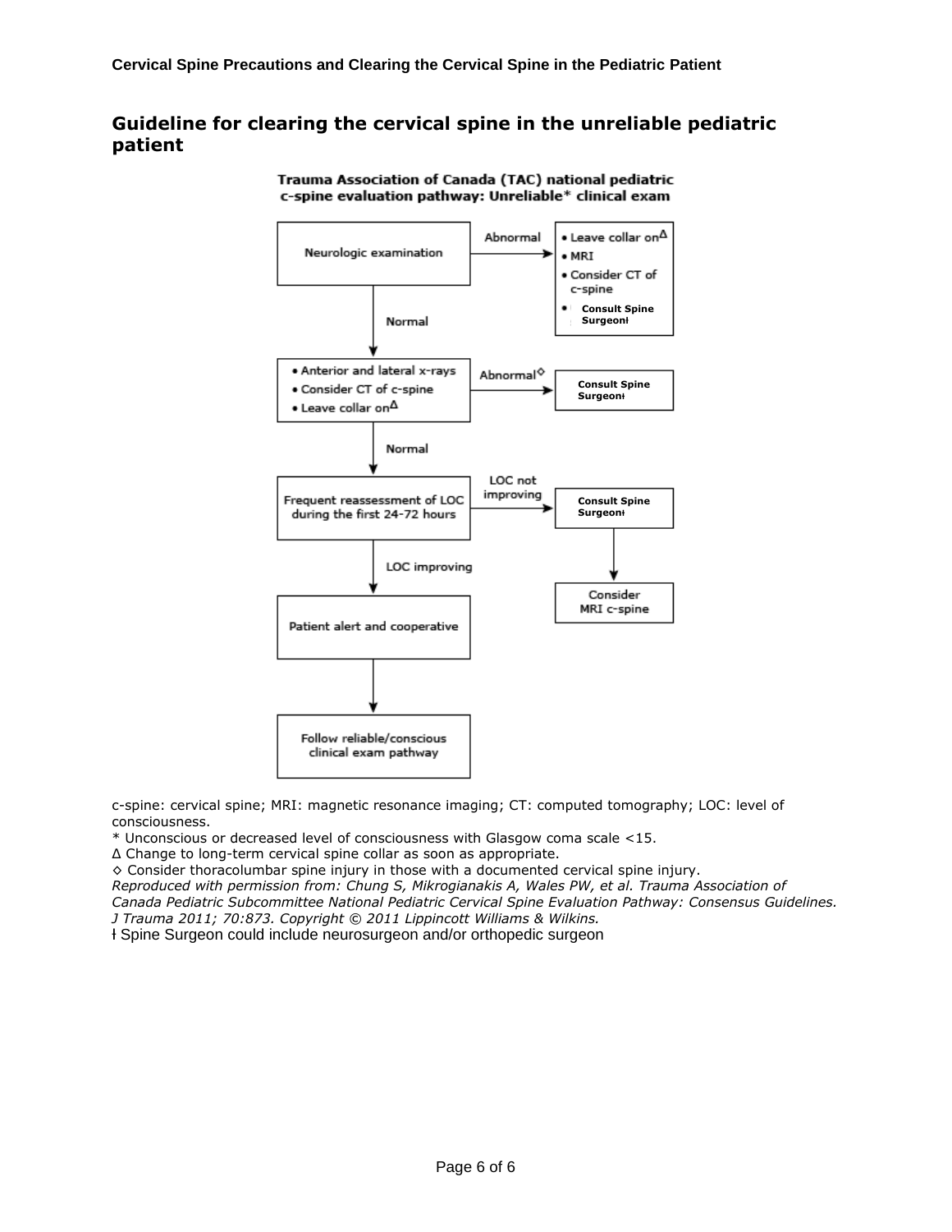## Guideline for clearing the cervical spine in the unreliable pediatric patient

Trauma Association of Canada (TAC) national pediatric c-spine evaluation pathway: Unreliable* clinical exam

Neurologic examination

Abnormal

- Leave collar on$^{\Delta}$
- MRI
- Consider CT of c-spine
- Consult Spine Surgeonł

Normal

- Anterior and lateral x-rays
- Consider CT of c-spine
- Leave collar on$^{\Delta}$

Abnormal◇

Consult Spine Surgeonł

Normal

Frequent reassessment of LOC during the first 24-72 hours

LOC not improving

Consult Spine Surgeonł

Consider MRI c-spine

LOC improving

Patient alert and cooperative

Follow reliable/conscious clinical exam pathway

c-spine: cervical spine; MRI: magnetic resonance imaging; CT: computed tomography; LOC: level of consciousness.

* Unconscious or decreased level of consciousness with Glasgow coma scale <15.

Δ Change to long-term cervical spine collar as soon as appropriate.

◇ Consider thoracolumbar spine injury in those with a documented cervical spine injury.

*Reproduced with permission from: Chung S, Mikrogianakis A, Wales PW, et al. Trauma Association of Canada Pediatric Subcommittee National Pediatric Cervical Spine Evaluation Pathway: Consensus Guidelines. J Trauma 2011; 70:873. Copyright © 2011 Lippincott Williams & Wilkins.*

ł Spine Surgeon could include neurosurgeon and/or orthopedic surgeon